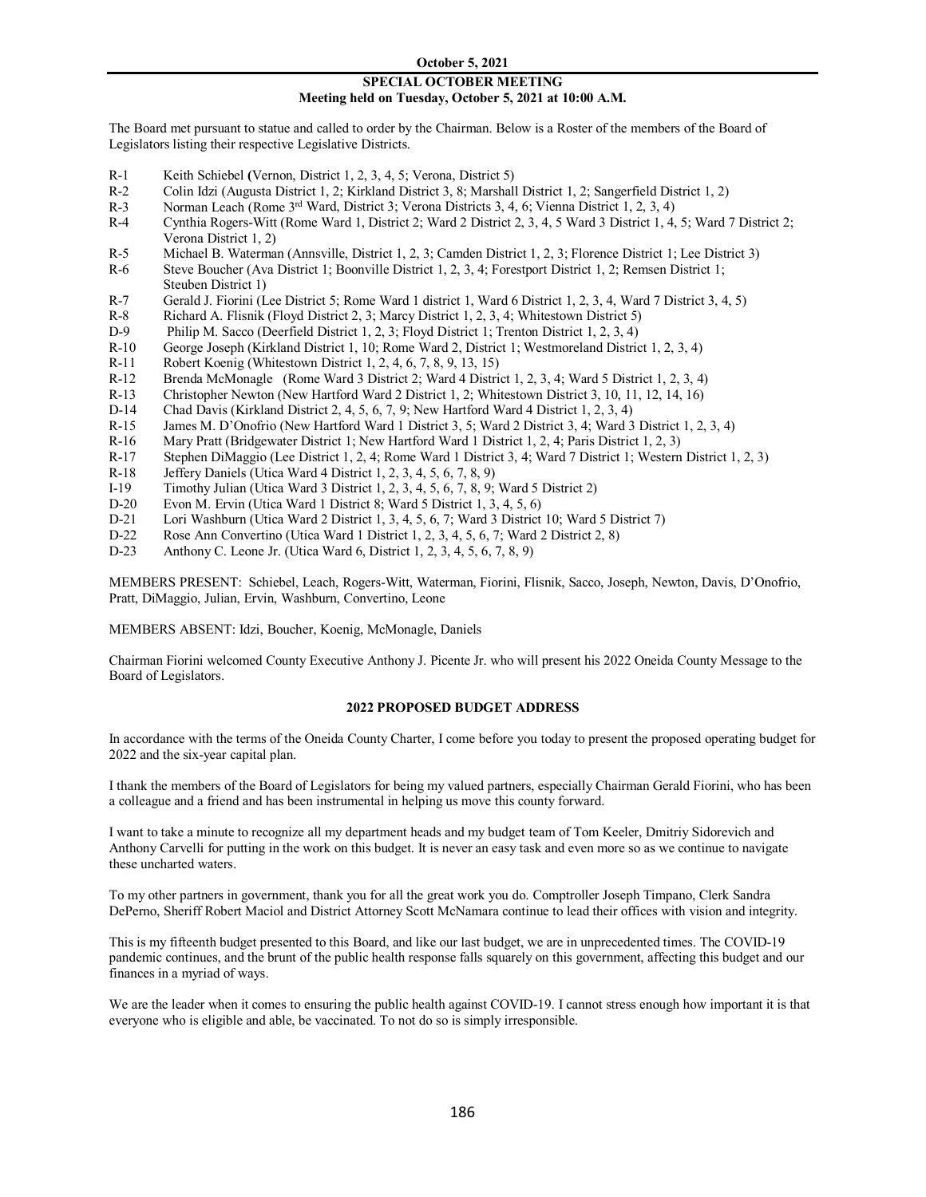**October 5, 2021**

## SPECIAL OCTOBER MEETING

**Meeting held on Tuesday, October 5, 2021 at 10:00 A.M.**

The Board met pursuant to statue and called to order by the Chairman. Below is a Roster of the members of the Board of Legislators listing their respective Legislative Districts.

- R-1 Keith Schiebel (Vernon, District 1, 2, 3, 4, 5; Verona, District 5)
- R-2 Colin Idzi (Augusta District 1, 2; Kirkland District 3, 8; Marshall District 1, 2; Sangerfield District 1, 2)
- R-3 Norman Leach (Rome 3rd Ward, District 3; Verona Districts 3, 4, 6; Vienna District 1, 2, 3, 4)
- R-4 Cynthia Rogers-Witt (Rome Ward 1, District 2; Ward 2 District 2, 3, 4, 5 Ward 3 District 1, 4, 5; Ward 7 District 2; Verona District 1, 2)
- R-5 Michael B. Waterman (Annsville, District 1, 2, 3; Camden District 1, 2, 3; Florence District 1; Lee District 3)
- R-6 Steve Boucher (Ava District 1; Boonville District 1, 2, 3, 4; Forestport District 1, 2; Remsen District 1; Steuben District 1)
- R-7 Gerald J. Fiorini (Lee District 5; Rome Ward 1 district 1, Ward 6 District 1, 2, 3, 4, Ward 7 District 3, 4, 5)
- R-8 Richard A. Flisnik (Floyd District 2, 3; Marcy District 1, 2, 3, 4; Whitestown District 5)
- D-9 Philip M. Sacco (Deerfield District 1, 2, 3; Floyd District 1; Trenton District 1, 2, 3, 4)
- R-10 George Joseph (Kirkland District 1, 10; Rome Ward 2, District 1; Westmoreland District 1, 2, 3, 4)
- R-11 Robert Koenig (Whitestown District 1, 2, 4, 6, 7, 8, 9, 13, 15)
- R-12 Brenda McMonagle (Rome Ward 3 District 2; Ward 4 District 1, 2, 3, 4; Ward 5 District 1, 2, 3, 4)
- R-13 Christopher Newton (New Hartford Ward 2 District 1, 2; Whitestown District 3, 10, 11, 12, 14, 16)
- D-14 Chad Davis (Kirkland District 2, 4, 5, 6, 7, 9; New Hartford Ward 4 District 1, 2, 3, 4)
- R-15 James M. D'Onofrio (New Hartford Ward 1 District 3, 5; Ward 2 District 3, 4; Ward 3 District 1, 2, 3, 4)
- R-16 Mary Pratt (Bridgewater District 1; New Hartford Ward 1 District 1, 2, 4; Paris District 1, 2, 3)
- R-17 Stephen DiMaggio (Lee District 1, 2, 4; Rome Ward 1 District 3, 4; Ward 7 District 1; Western District 1, 2, 3)
- R-18 Jeffery Daniels (Utica Ward 4 District 1, 2, 3, 4, 5, 6, 7, 8, 9)
- I-19 Timothy Julian (Utica Ward 3 District 1, 2, 3, 4, 5, 6, 7, 8, 9; Ward 5 District 2)
- D-20 Evon M. Ervin (Utica Ward 1 District 8; Ward 5 District 1, 3, 4, 5, 6)
- D-21 Lori Washburn (Utica Ward 2 District 1, 3, 4, 5, 6, 7; Ward 3 District 10; Ward 5 District 7)
- D-22 Rose Ann Convertino (Utica Ward 1 District 1, 2, 3, 4, 5, 6, 7; Ward 2 District 2, 8)
- D-23 Anthony C. Leone Jr. (Utica Ward 6, District 1, 2, 3, 4, 5, 6, 7, 8, 9)

MEMBERS PRESENT: Schiebel, Leach, Rogers-Witt, Waterman, Fiorini, Flisnik, Sacco, Joseph, Newton, Davis, D'Onofrio, Pratt, DiMaggio, Julian, Ervin, Washburn, Convertino, Leone

MEMBERS ABSENT: Idzi, Boucher, Koenig, McMonagle, Daniels

Chairman Fiorini welcomed County Executive Anthony J. Picente Jr. who will present his 2022 Oneida County Message to the Board of Legislators.

### 2022 PROPOSED BUDGET ADDRESS

In accordance with the terms of the Oneida County Charter, I come before you today to present the proposed operating budget for 2022 and the six-year capital plan.

I thank the members of the Board of Legislators for being my valued partners, especially Chairman Gerald Fiorini, who has been a colleague and a friend and has been instrumental in helping us move this county forward.

I want to take a minute to recognize all my department heads and my budget team of Tom Keeler, Dmitriy Sidorevich and Anthony Carvelli for putting in the work on this budget. It is never an easy task and even more so as we continue to navigate these uncharted waters.

To my other partners in government, thank you for all the great work you do. Comptroller Joseph Timpano, Clerk Sandra DePerno, Sheriff Robert Maciol and District Attorney Scott McNamara continue to lead their offices with vision and integrity.

This is my fifteenth budget presented to this Board, and like our last budget, we are in unprecedented times. The COVID-19 pandemic continues, and the brunt of the public health response falls squarely on this government, affecting this budget and our finances in a myriad of ways.

We are the leader when it comes to ensuring the public health against COVID-19. I cannot stress enough how important it is that everyone who is eligible and able, be vaccinated. To not do so is simply irresponsible.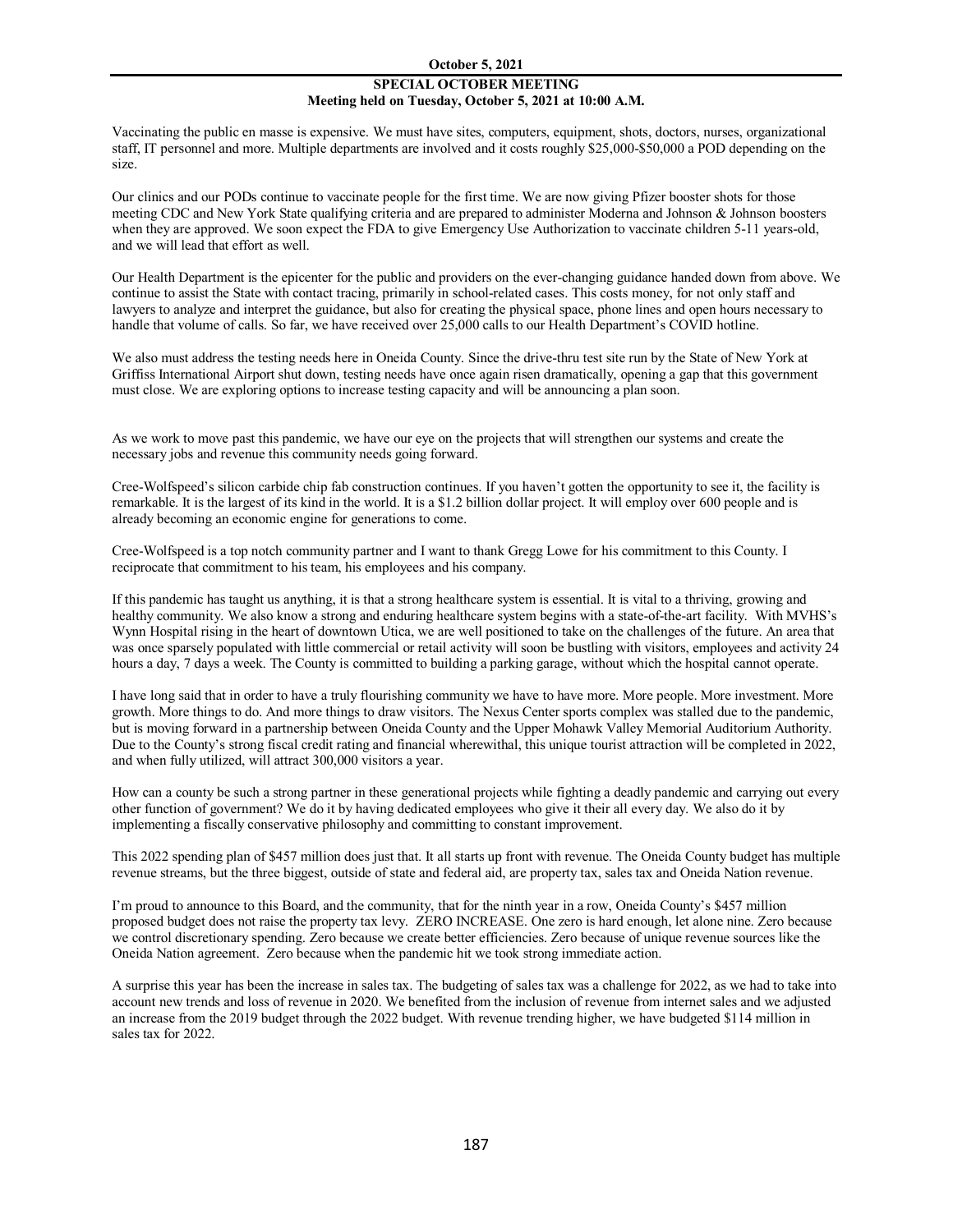Vaccinating the public en masse is expensive. We must have sites, computers, equipment, shots, doctors, nurses, organizational staff, IT personnel and more. Multiple departments are involved and it costs roughly $25,000-$50,000 a POD depending on the size.

Our clinics and our PODs continue to vaccinate people for the first time. We are now giving Pfizer booster shots for those meeting CDC and New York State qualifying criteria and are prepared to administer Moderna and Johnson & Johnson boosters when they are approved. We soon expect the FDA to give Emergency Use Authorization to vaccinate children 5-11 years-old, and we will lead that effort as well.

Our Health Department is the epicenter for the public and providers on the ever-changing guidance handed down from above. We continue to assist the State with contact tracing, primarily in school-related cases. This costs money, for not only staff and lawyers to analyze and interpret the guidance, but also for creating the physical space, phone lines and open hours necessary to handle that volume of calls. So far, we have received over 25,000 calls to our Health Department's COVID hotline.

We also must address the testing needs here in Oneida County. Since the drive-thru test site run by the State of New York at Griffiss International Airport shut down, testing needs have once again risen dramatically, opening a gap that this government must close. We are exploring options to increase testing capacity and will be announcing a plan soon.

As we work to move past this pandemic, we have our eye on the projects that will strengthen our systems and create the necessary jobs and revenue this community needs going forward.

Cree-Wolfspeed's silicon carbide chip fab construction continues. If you haven't gotten the opportunity to see it, the facility is remarkable. It is the largest of its kind in the world. It is a $1.2 billion dollar project. It will employ over 600 people and is already becoming an economic engine for generations to come.

Cree-Wolfspeed is a top notch community partner and I want to thank Gregg Lowe for his commitment to this County. I reciprocate that commitment to his team, his employees and his company.

If this pandemic has taught us anything, it is that a strong healthcare system is essential. It is vital to a thriving, growing and healthy community. We also know a strong and enduring healthcare system begins with a state-of-the-art facility. With MVHS's Wynn Hospital rising in the heart of downtown Utica, we are well positioned to take on the challenges of the future. An area that was once sparsely populated with little commercial or retail activity will soon be bustling with visitors, employees and activity 24 hours a day, 7 days a week. The County is committed to building a parking garage, without which the hospital cannot operate.

I have long said that in order to have a truly flourishing community we have to have more. More people. More investment. More growth. More things to do. And more things to draw visitors. The Nexus Center sports complex was stalled due to the pandemic, but is moving forward in a partnership between Oneida County and the Upper Mohawk Valley Memorial Auditorium Authority. Due to the County's strong fiscal credit rating and financial wherewithal, this unique tourist attraction will be completed in 2022, and when fully utilized, will attract 300,000 visitors a year.

How can a county be such a strong partner in these generational projects while fighting a deadly pandemic and carrying out every other function of government? We do it by having dedicated employees who give it their all every day. We also do it by implementing a fiscally conservative philosophy and committing to constant improvement.

This 2022 spending plan of $457 million does just that. It all starts up front with revenue. The Oneida County budget has multiple revenue streams, but the three biggest, outside of state and federal aid, are property tax, sales tax and Oneida Nation revenue.

I'm proud to announce to this Board, and the community, that for the ninth year in a row, Oneida County's $457 million proposed budget does not raise the property tax levy. ZERO INCREASE. One zero is hard enough, let alone nine. Zero because we control discretionary spending. Zero because we create better efficiencies. Zero because of unique revenue sources like the Oneida Nation agreement. Zero because when the pandemic hit we took strong immediate action.

A surprise this year has been the increase in sales tax. The budgeting of sales tax was a challenge for 2022, as we had to take into account new trends and loss of revenue in 2020. We benefited from the inclusion of revenue from internet sales and we adjusted an increase from the 2019 budget through the 2022 budget. With revenue trending higher, we have budgeted $114 million in sales tax for 2022.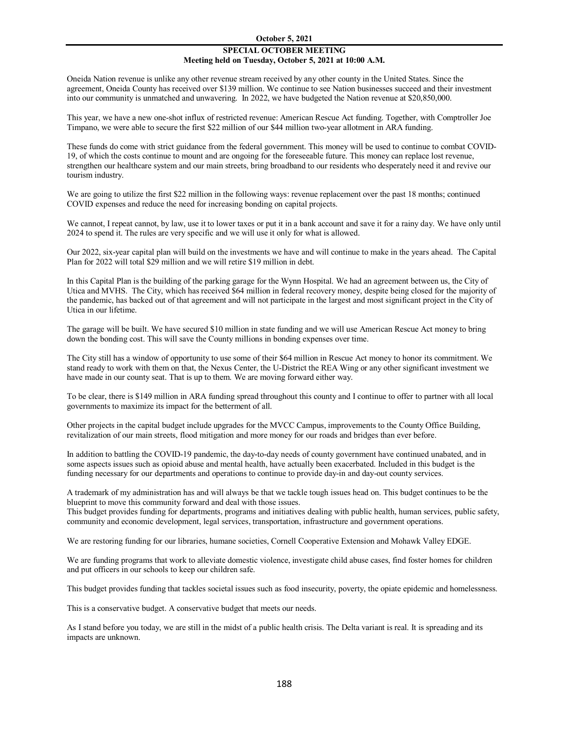Oneida Nation revenue is unlike any other revenue stream received by any other county in the United States. Since the agreement, Oneida County has received over $139 million. We continue to see Nation businesses succeed and their investment into our community is unmatched and unwavering. In 2022, we have budgeted the Nation revenue at $20,850,000.

This year, we have a new one-shot influx of restricted revenue: American Rescue Act funding. Together, with Comptroller Joe Timpano, we were able to secure the first $22 million of our $44 million two-year allotment in ARA funding.

These funds do come with strict guidance from the federal government. This money will be used to continue to combat COVID-19, of which the costs continue to mount and are ongoing for the foreseeable future. This money can replace lost revenue, strengthen our healthcare system and our main streets, bring broadband to our residents who desperately need it and revive our tourism industry.

We are going to utilize the first $22 million in the following ways: revenue replacement over the past 18 months; continued COVID expenses and reduce the need for increasing bonding on capital projects.

We cannot, I repeat cannot, by law, use it to lower taxes or put it in a bank account and save it for a rainy day. We have only until 2024 to spend it. The rules are very specific and we will use it only for what is allowed.

Our 2022, six-year capital plan will build on the investments we have and will continue to make in the years ahead. The Capital Plan for 2022 will total $29 million and we will retire $19 million in debt.

In this Capital Plan is the building of the parking garage for the Wynn Hospital. We had an agreement between us, the City of Utica and MVHS. The City, which has received $64 million in federal recovery money, despite being closed for the majority of the pandemic, has backed out of that agreement and will not participate in the largest and most significant project in the City of Utica in our lifetime.

The garage will be built. We have secured $10 million in state funding and we will use American Rescue Act money to bring down the bonding cost. This will save the County millions in bonding expenses over time.

The City still has a window of opportunity to use some of their $64 million in Rescue Act money to honor its commitment. We stand ready to work with them on that, the Nexus Center, the U-District the REA Wing or any other significant investment we have made in our county seat. That is up to them. We are moving forward either way.

To be clear, there is $149 million in ARA funding spread throughout this county and I continue to offer to partner with all local governments to maximize its impact for the betterment of all.

Other projects in the capital budget include upgrades for the MVCC Campus, improvements to the County Office Building, revitalization of our main streets, flood mitigation and more money for our roads and bridges than ever before.

In addition to battling the COVID-19 pandemic, the day-to-day needs of county government have continued unabated, and in some aspects issues such as opioid abuse and mental health, have actually been exacerbated. Included in this budget is the funding necessary for our departments and operations to continue to provide day-in and day-out county services.

A trademark of my administration has and will always be that we tackle tough issues head on. This budget continues to be the blueprint to move this community forward and deal with those issues.
This budget provides funding for departments, programs and initiatives dealing with public health, human services, public safety, community and economic development, legal services, transportation, infrastructure and government operations.

We are restoring funding for our libraries, humane societies, Cornell Cooperative Extension and Mohawk Valley EDGE.

We are funding programs that work to alleviate domestic violence, investigate child abuse cases, find foster homes for children and put officers in our schools to keep our children safe.

This budget provides funding that tackles societal issues such as food insecurity, poverty, the opiate epidemic and homelessness.

This is a conservative budget. A conservative budget that meets our needs.

As I stand before you today, we are still in the midst of a public health crisis. The Delta variant is real. It is spreading and its impacts are unknown.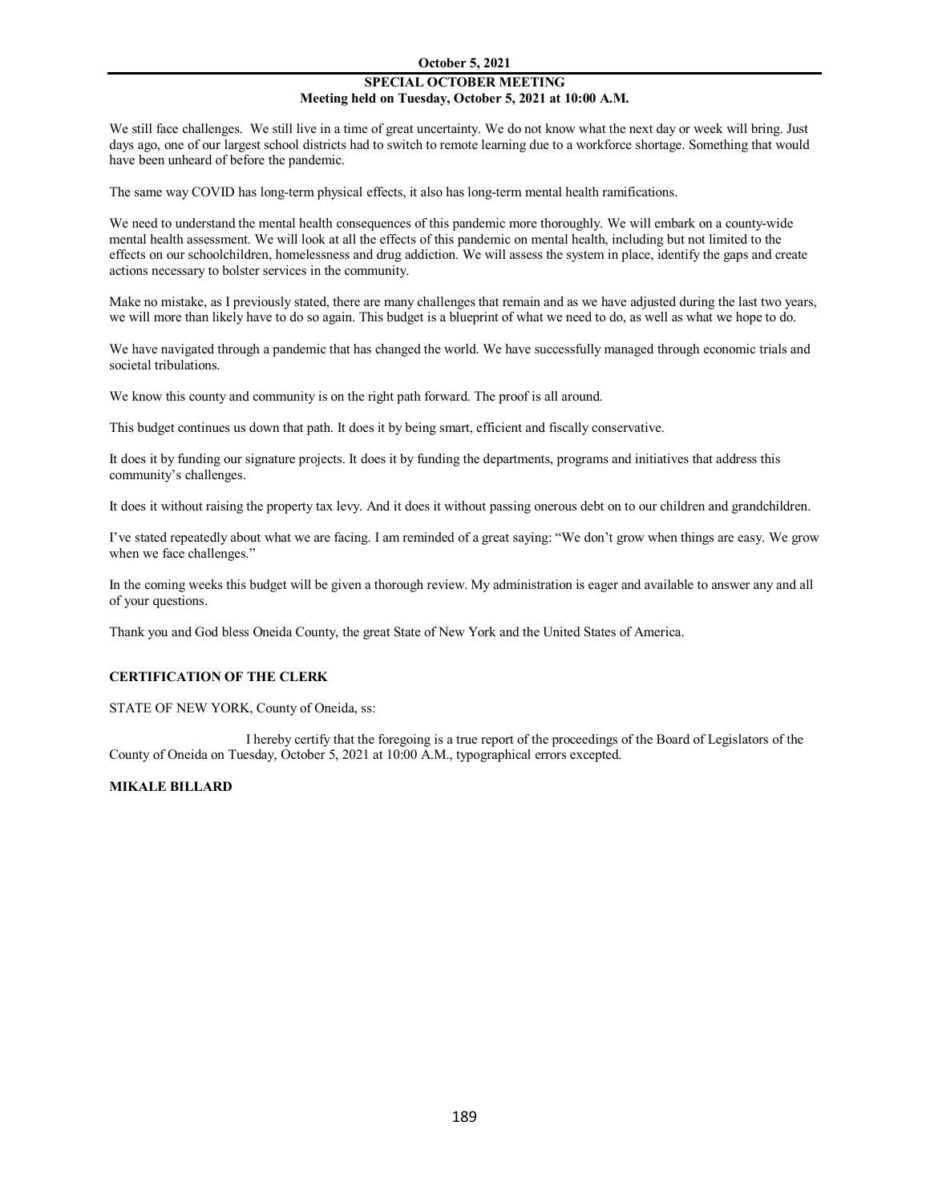We still face challenges. We still live in a time of great uncertainty. We do not know what the next day or week will bring. Just days ago, one of our largest school districts had to switch to remote learning due to a workforce shortage. Something that would have been unheard of before the pandemic.

The same way COVID has long-term physical effects, it also has long-term mental health ramifications.

We need to understand the mental health consequences of this pandemic more thoroughly. We will embark on a county-wide mental health assessment. We will look at all the effects of this pandemic on mental health, including but not limited to the effects on our schoolchildren, homelessness and drug addiction. We will assess the system in place, identify the gaps and create actions necessary to bolster services in the community.

Make no mistake, as I previously stated, there are many challenges that remain and as we have adjusted during the last two years, we will more than likely have to do so again. This budget is a blueprint of what we need to do, as well as what we hope to do.

We have navigated through a pandemic that has changed the world. We have successfully managed through economic trials and societal tribulations.

We know this county and community is on the right path forward. The proof is all around.

This budget continues us down that path. It does it by being smart, efficient and fiscally conservative.

It does it by funding our signature projects. It does it by funding the departments, programs and initiatives that address this community's challenges.

It does it without raising the property tax levy. And it does it without passing onerous debt on to our children and grandchildren.

I've stated repeatedly about what we are facing. I am reminded of a great saying: "We don't grow when things are easy. We grow when we face challenges."

In the coming weeks this budget will be given a thorough review. My administration is eager and available to answer any and all of your questions.

Thank you and God bless Oneida County, the great State of New York and the United States of America.

**CERTIFICATION OF THE CLERK**

STATE OF NEW YORK, County of Oneida, ss:

I hereby certify that the foregoing is a true report of the proceedings of the Board of Legislators of the County of Oneida on Tuesday, October 5, 2021 at 10:00 A.M., typographical errors excepted.

**MIKALE BILLARD**